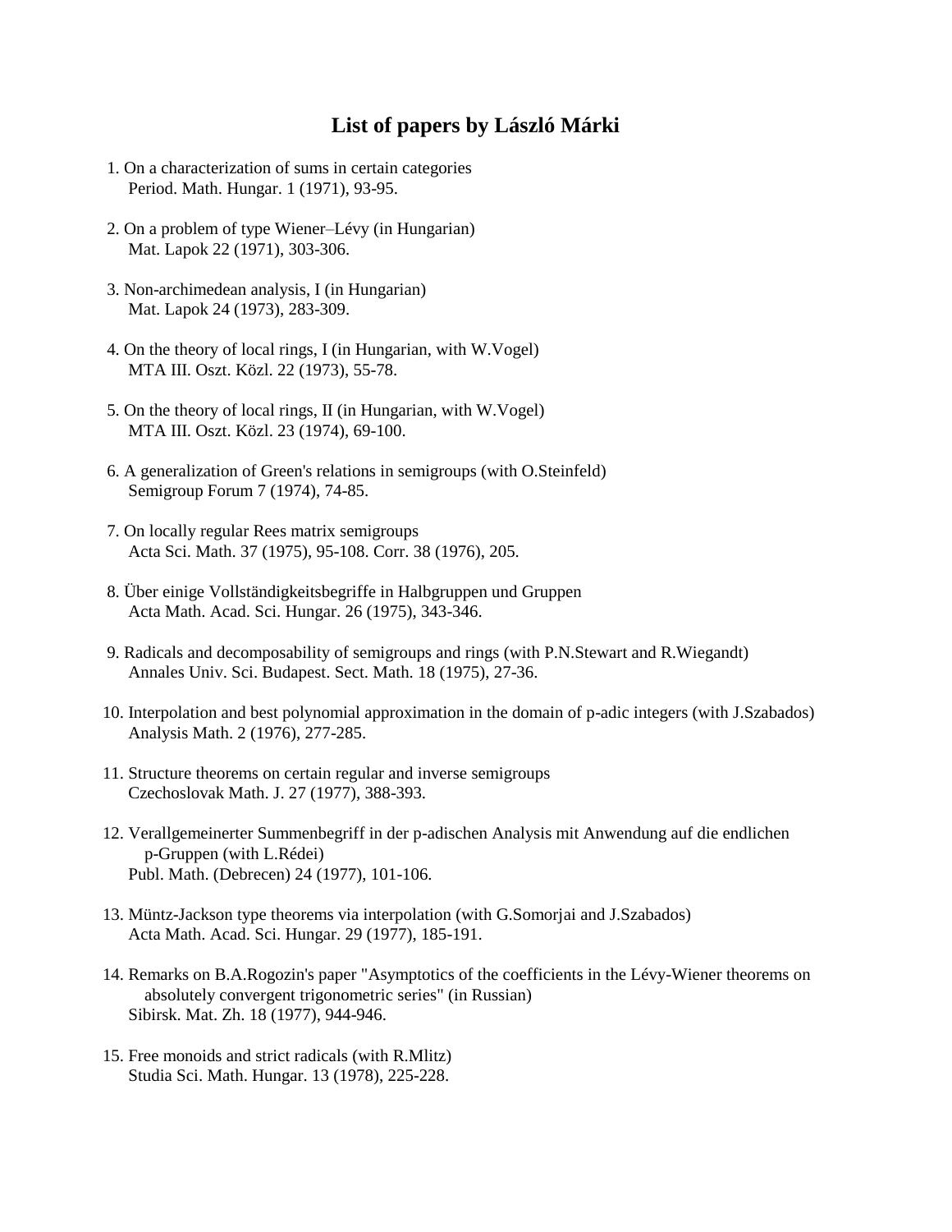# List of papers by László Márki

1. On a characterization of sums in certain categories
   Period. Math. Hungar. 1 (1971), 93-95.

2. On a problem of type Wiener–Lévy (in Hungarian)
   Mat. Lapok 22 (1971), 303-306.

3. Non-archimedean analysis, I (in Hungarian)
   Mat. Lapok 24 (1973), 283-309.

4. On the theory of local rings, I (in Hungarian, with W.Vogel)
   MTA III. Oszt. Közl. 22 (1973), 55-78.

5. On the theory of local rings, II (in Hungarian, with W.Vogel)
   MTA III. Oszt. Közl. 23 (1974), 69-100.

6. A generalization of Green's relations in semigroups (with O.Steinfeld)
   Semigroup Forum 7 (1974), 74-85.

7. On locally regular Rees matrix semigroups
   Acta Sci. Math. 37 (1975), 95-108. Corr. 38 (1976), 205.

8. Über einige Vollständigkeitsbegriffe in Halbgruppen und Gruppen
   Acta Math. Acad. Sci. Hungar. 26 (1975), 343-346.

9. Radicals and decomposability of semigroups and rings (with P.N.Stewart and R.Wiegandt)
   Annales Univ. Sci. Budapest. Sect. Math. 18 (1975), 27-36.

10. Interpolation and best polynomial approximation in the domain of p-adic integers (with J.Szabados)
    Analysis Math. 2 (1976), 277-285.

11. Structure theorems on certain regular and inverse semigroups
    Czechoslovak Math. J. 27 (1977), 388-393.

12. Verallgemeinerter Summenbegriff in der p-adischen Analysis mit Anwendung auf die endlichen p-Gruppen (with L.Rédei)
    Publ. Math. (Debrecen) 24 (1977), 101-106.

13. Müntz-Jackson type theorems via interpolation (with G.Somorjai and J.Szabados)
    Acta Math. Acad. Sci. Hungar. 29 (1977), 185-191.

14. Remarks on B.A.Rogozin's paper "Asymptotics of the coefficients in the Lévy-Wiener theorems on absolutely convergent trigonometric series" (in Russian)
    Sibirsk. Mat. Zh. 18 (1977), 944-946.

15. Free monoids and strict radicals (with R.Mlitz)
    Studia Sci. Math. Hungar. 13 (1978), 225-228.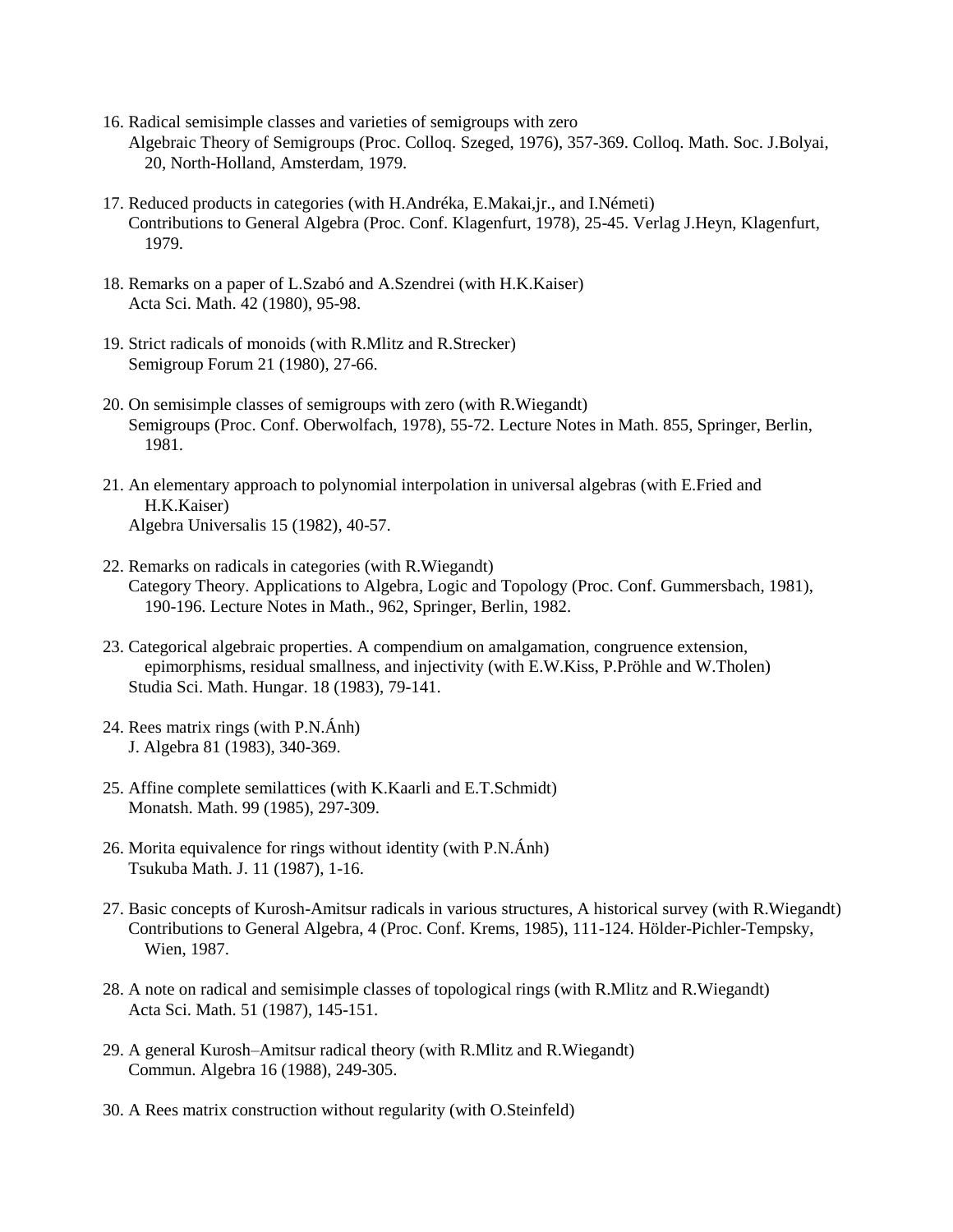16. Radical semisimple classes and varieties of semigroups with zero
    Algebraic Theory of Semigroups (Proc. Colloq. Szeged, 1976), 357-369. Colloq. Math. Soc. J.Bolyai, 20, North-Holland, Amsterdam, 1979.

17. Reduced products in categories (with H.Andréka, E.Makai,jr., and I.Németi)
    Contributions to General Algebra (Proc. Conf. Klagenfurt, 1978), 25-45. Verlag J.Heyn, Klagenfurt, 1979.

18. Remarks on a paper of L.Szabó and A.Szendrei (with H.K.Kaiser)
    Acta Sci. Math. 42 (1980), 95-98.

19. Strict radicals of monoids (with R.Mlitz and R.Strecker)
    Semigroup Forum 21 (1980), 27-66.

20. On semisimple classes of semigroups with zero (with R.Wiegandt)
    Semigroups (Proc. Conf. Oberwolfach, 1978), 55-72. Lecture Notes in Math. 855, Springer, Berlin, 1981.

21. An elementary approach to polynomial interpolation in universal algebras (with E.Fried and H.K.Kaiser)
    Algebra Universalis 15 (1982), 40-57.

22. Remarks on radicals in categories (with R.Wiegandt)
    Category Theory. Applications to Algebra, Logic and Topology (Proc. Conf. Gummersbach, 1981), 190-196. Lecture Notes in Math., 962, Springer, Berlin, 1982.

23. Categorical algebraic properties. A compendium on amalgamation, congruence extension, epimorphisms, residual smallness, and injectivity (with E.W.Kiss, P.Pröhle and W.Tholen)
    Studia Sci. Math. Hungar. 18 (1983), 79-141.

24. Rees matrix rings (with P.N.Ánh)
    J. Algebra 81 (1983), 340-369.

25. Affine complete semilattices (with K.Kaarli and E.T.Schmidt)
    Monatsh. Math. 99 (1985), 297-309.

26. Morita equivalence for rings without identity (with P.N.Ánh)
    Tsukuba Math. J. 11 (1987), 1-16.

27. Basic concepts of Kurosh-Amitsur radicals in various structures, A historical survey (with R.Wiegandt)
    Contributions to General Algebra, 4 (Proc. Conf. Krems, 1985), 111-124. Hölder-Pichler-Tempsky, Wien, 1987.

28. A note on radical and semisimple classes of topological rings (with R.Mlitz and R.Wiegandt)
    Acta Sci. Math. 51 (1987), 145-151.

29. A general Kurosh–Amitsur radical theory (with R.Mlitz and R.Wiegandt)
    Commun. Algebra 16 (1988), 249-305.

30. A Rees matrix construction without regularity (with O.Steinfeld)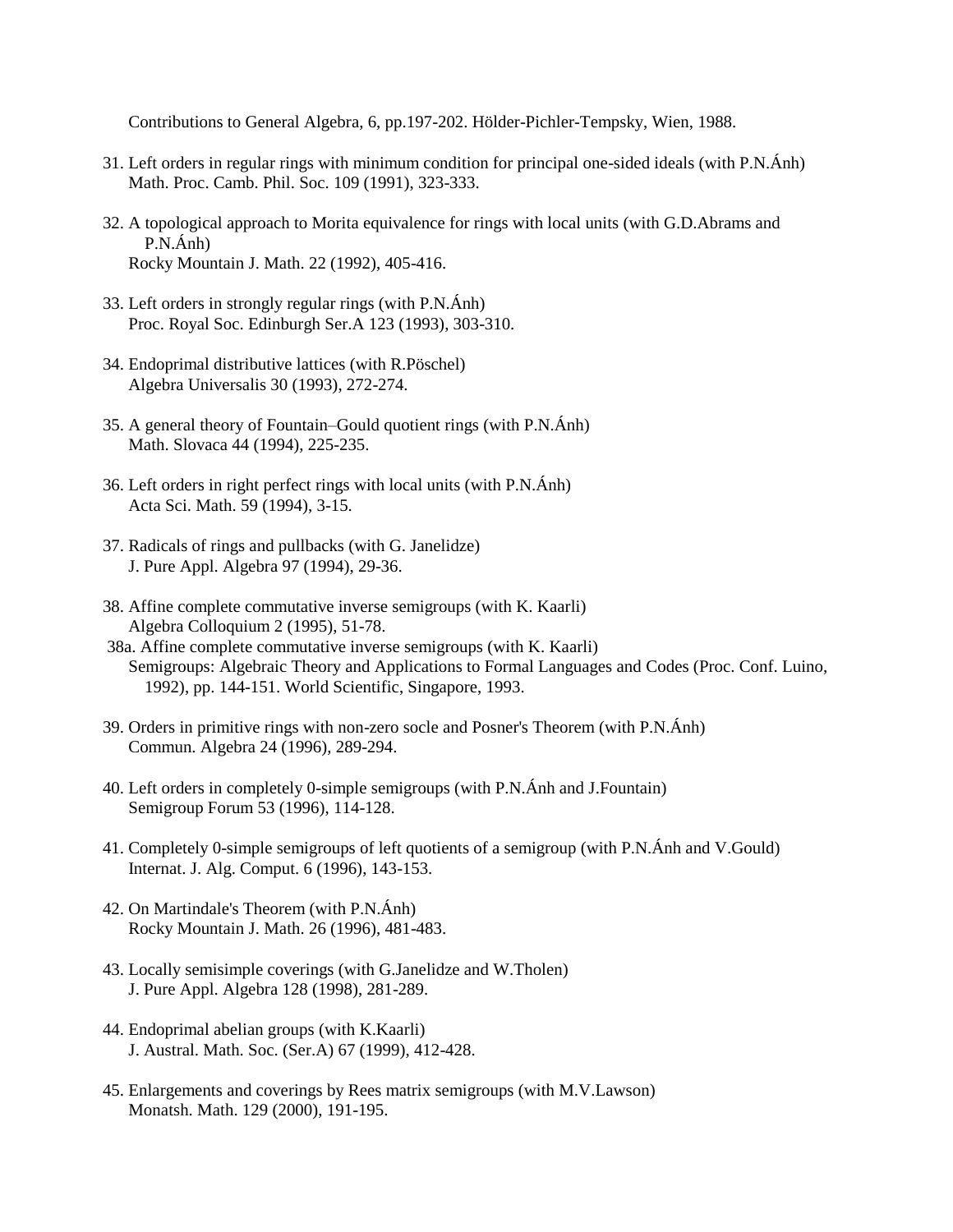Contributions to General Algebra, 6, pp.197-202. Hölder-Pichler-Tempsky, Wien, 1988.

31. Left orders in regular rings with minimum condition for principal one-sided ideals (with P.N.Ánh)
    Math. Proc. Camb. Phil. Soc. 109 (1991), 323-333.

32. A topological approach to Morita equivalence for rings with local units (with G.D.Abrams and P.N.Ánh)
    Rocky Mountain J. Math. 22 (1992), 405-416.

33. Left orders in strongly regular rings (with P.N.Ánh)
    Proc. Royal Soc. Edinburgh Ser.A 123 (1993), 303-310.

34. Endoprimal distributive lattices (with R.Pöschel)
    Algebra Universalis 30 (1993), 272-274.

35. A general theory of Fountain–Gould quotient rings (with P.N.Ánh)
    Math. Slovaca 44 (1994), 225-235.

36. Left orders in right perfect rings with local units (with P.N.Ánh)
    Acta Sci. Math. 59 (1994), 3-15.

37. Radicals of rings and pullbacks (with G. Janelidze)
    J. Pure Appl. Algebra 97 (1994), 29-36.

38. Affine complete commutative inverse semigroups (with K. Kaarli)
    Algebra Colloquium 2 (1995), 51-78.

38a. Affine complete commutative inverse semigroups (with K. Kaarli)
    Semigroups: Algebraic Theory and Applications to Formal Languages and Codes (Proc. Conf. Luino, 1992), pp. 144-151. World Scientific, Singapore, 1993.

39. Orders in primitive rings with non-zero socle and Posner's Theorem (with P.N.Ánh)
    Commun. Algebra 24 (1996), 289-294.

40. Left orders in completely 0-simple semigroups (with P.N.Ánh and J.Fountain)
    Semigroup Forum 53 (1996), 114-128.

41. Completely 0-simple semigroups of left quotients of a semigroup (with P.N.Ánh and V.Gould)
    Internat. J. Alg. Comput. 6 (1996), 143-153.

42. On Martindale's Theorem (with P.N.Ánh)
    Rocky Mountain J. Math. 26 (1996), 481-483.

43. Locally semisimple coverings (with G.Janelidze and W.Tholen)
    J. Pure Appl. Algebra 128 (1998), 281-289.

44. Endoprimal abelian groups (with K.Kaarli)
    J. Austral. Math. Soc. (Ser.A) 67 (1999), 412-428.

45. Enlargements and coverings by Rees matrix semigroups (with M.V.Lawson)
    Monatsh. Math. 129 (2000), 191-195.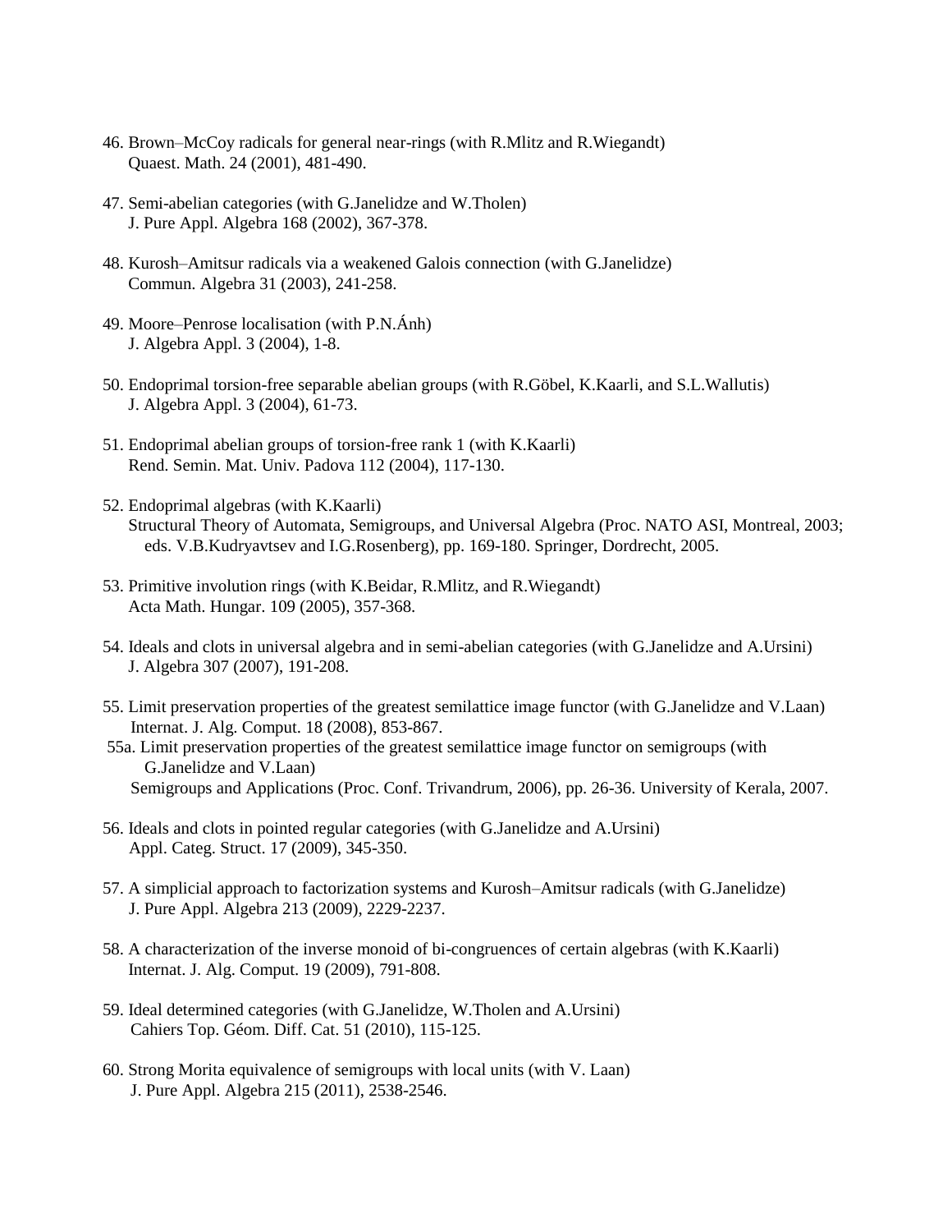46. Brown–McCoy radicals for general near-rings (with R.Mlitz and R.Wiegandt)
    Quaest. Math. 24 (2001), 481-490.

47. Semi-abelian categories (with G.Janelidze and W.Tholen)
    J. Pure Appl. Algebra 168 (2002), 367-378.

48. Kurosh–Amitsur radicals via a weakened Galois connection (with G.Janelidze)
    Commun. Algebra 31 (2003), 241-258.

49. Moore–Penrose localisation (with P.N.Ánh)
    J. Algebra Appl. 3 (2004), 1-8.

50. Endoprimal torsion-free separable abelian groups (with R.Göbel, K.Kaarli, and S.L.Wallutis)
    J. Algebra Appl. 3 (2004), 61-73.

51. Endoprimal abelian groups of torsion-free rank 1 (with K.Kaarli)
    Rend. Semin. Mat. Univ. Padova 112 (2004), 117-130.

52. Endoprimal algebras (with K.Kaarli)
    Structural Theory of Automata, Semigroups, and Universal Algebra (Proc. NATO ASI, Montreal, 2003; eds. V.B.Kudryavtsev and I.G.Rosenberg), pp. 169-180. Springer, Dordrecht, 2005.

53. Primitive involution rings (with K.Beidar, R.Mlitz, and R.Wiegandt)
    Acta Math. Hungar. 109 (2005), 357-368.

54. Ideals and clots in universal algebra and in semi-abelian categories (with G.Janelidze and A.Ursini)
    J. Algebra 307 (2007), 191-208.

55. Limit preservation properties of the greatest semilattice image functor (with G.Janelidze and V.Laan)
    Internat. J. Alg. Comput. 18 (2008), 853-867.

55a. Limit preservation properties of the greatest semilattice image functor on semigroups (with G.Janelidze and V.Laan)
    Semigroups and Applications (Proc. Conf. Trivandrum, 2006), pp. 26-36. University of Kerala, 2007.

56. Ideals and clots in pointed regular categories (with G.Janelidze and A.Ursini)
    Appl. Categ. Struct. 17 (2009), 345-350.

57. A simplicial approach to factorization systems and Kurosh–Amitsur radicals (with G.Janelidze)
    J. Pure Appl. Algebra 213 (2009), 2229-2237.

58. A characterization of the inverse monoid of bi-congruences of certain algebras (with K.Kaarli)
    Internat. J. Alg. Comput. 19 (2009), 791-808.

59. Ideal determined categories (with G.Janelidze, W.Tholen and A.Ursini)
    Cahiers Top. Géom. Diff. Cat. 51 (2010), 115-125.

60. Strong Morita equivalence of semigroups with local units (with V. Laan)
    J. Pure Appl. Algebra 215 (2011), 2538-2546.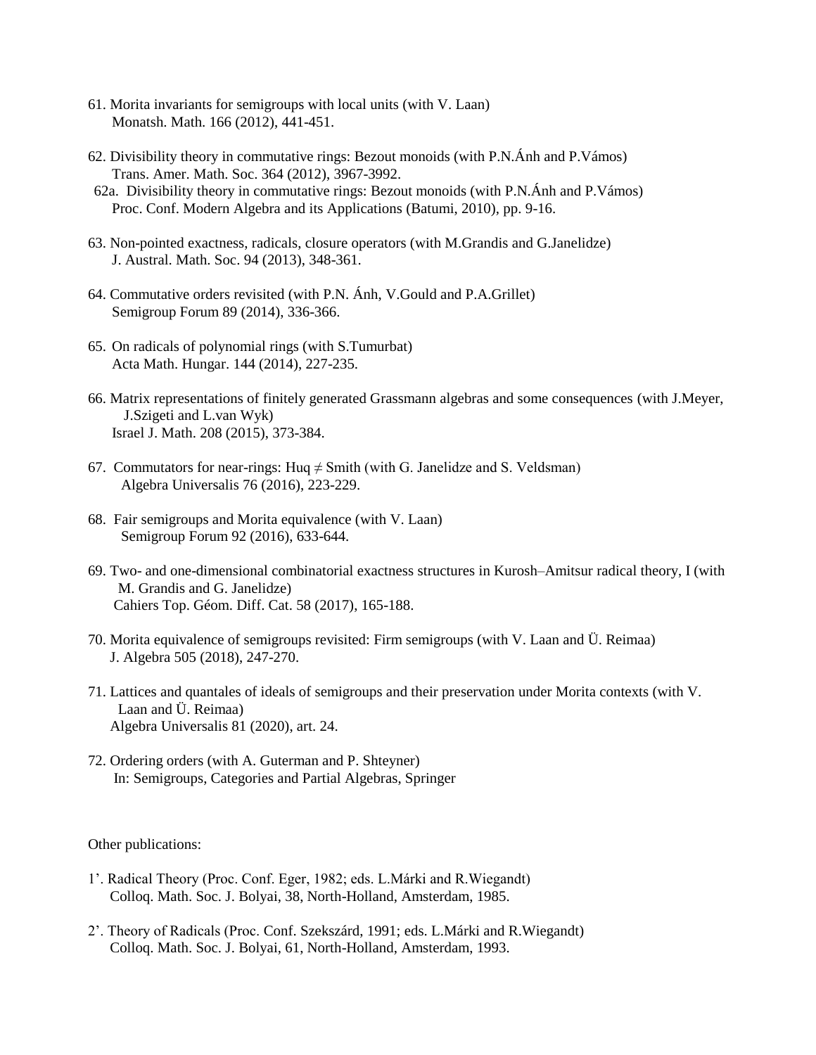61. Morita invariants for semigroups with local units (with V. Laan)
    Monatsh. Math. 166 (2012), 441-451.

62. Divisibility theory in commutative rings: Bezout monoids (with P.N.Ánh and P.Vámos)
    Trans. Amer. Math. Soc. 364 (2012), 3967-3992.

62a. Divisibility theory in commutative rings: Bezout monoids (with P.N.Ánh and P.Vámos)
    Proc. Conf. Modern Algebra and its Applications (Batumi, 2010), pp. 9-16.

63. Non-pointed exactness, radicals, closure operators (with M.Grandis and G.Janelidze)
    J. Austral. Math. Soc. 94 (2013), 348-361.

64. Commutative orders revisited (with P.N. Ánh, V.Gould and P.A.Grillet)
    Semigroup Forum 89 (2014), 336-366.

65. On radicals of polynomial rings (with S.Tumurbat)
    Acta Math. Hungar. 144 (2014), 227-235.

66. Matrix representations of finitely generated Grassmann algebras and some consequences (with J.Meyer, J.Szigeti and L.van Wyk)
    Israel J. Math. 208 (2015), 373-384.

67. Commutators for near-rings: Huq ≠ Smith (with G. Janelidze and S. Veldsman)
    Algebra Universalis 76 (2016), 223-229.

68. Fair semigroups and Morita equivalence (with V. Laan)
    Semigroup Forum 92 (2016), 633-644.

69. Two- and one-dimensional combinatorial exactness structures in Kurosh–Amitsur radical theory, I (with M. Grandis and G. Janelidze)
    Cahiers Top. Géom. Diff. Cat. 58 (2017), 165-188.

70. Morita equivalence of semigroups revisited: Firm semigroups (with V. Laan and Ü. Reimaa)
    J. Algebra 505 (2018), 247-270.

71. Lattices and quantales of ideals of semigroups and their preservation under Morita contexts (with V. Laan and Ü. Reimaa)
    Algebra Universalis 81 (2020), art. 24.

72. Ordering orders (with A. Guterman and P. Shteyner)
    In: Semigroups, Categories and Partial Algebras, Springer

Other publications:

1'. Radical Theory (Proc. Conf. Eger, 1982; eds. L.Márki and R.Wiegandt)
    Colloq. Math. Soc. J. Bolyai, 38, North-Holland, Amsterdam, 1985.

2'. Theory of Radicals (Proc. Conf. Szekszárd, 1991; eds. L.Márki and R.Wiegandt)
    Colloq. Math. Soc. J. Bolyai, 61, North-Holland, Amsterdam, 1993.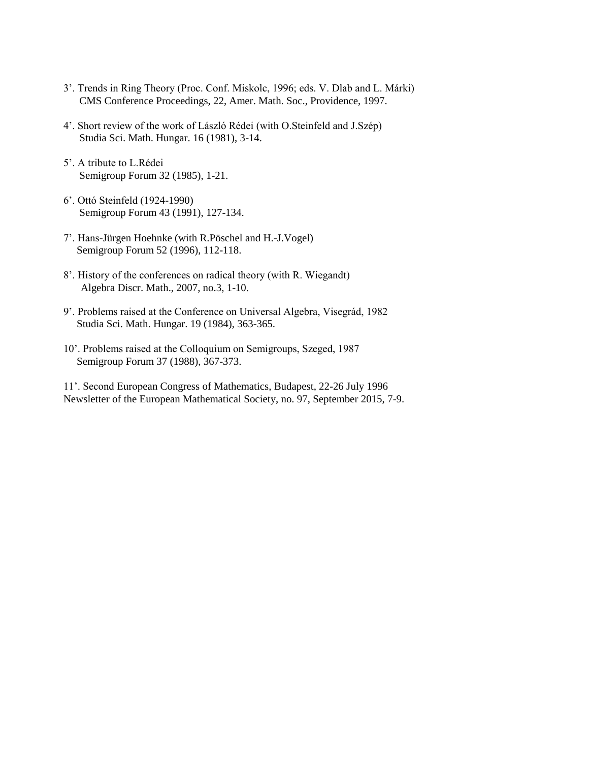3’. Trends in Ring Theory (Proc. Conf. Miskolc, 1996; eds. V. Dlab and L. Márki)
CMS Conference Proceedings, 22, Amer. Math. Soc., Providence, 1997.

4’. Short review of the work of László Rédei (with O.Steinfeld and J.Szép)
Studia Sci. Math. Hungar. 16 (1981), 3-14.

5’. A tribute to L.Rédei
Semigroup Forum 32 (1985), 1-21.

6’. Ottó Steinfeld (1924-1990)
Semigroup Forum 43 (1991), 127-134.

7’. Hans-Jürgen Hoehnke (with R.Pöschel and H.-J.Vogel)
Semigroup Forum 52 (1996), 112-118.

8’. History of the conferences on radical theory (with R. Wiegandt)
Algebra Discr. Math., 2007, no.3, 1-10.

9’. Problems raised at the Conference on Universal Algebra, Visegrád, 1982
Studia Sci. Math. Hungar. 19 (1984), 363-365.

10’. Problems raised at the Colloquium on Semigroups, Szeged, 1987
Semigroup Forum 37 (1988), 367-373.

11’. Second European Congress of Mathematics, Budapest, 22-26 July 1996
Newsletter of the European Mathematical Society, no. 97, September 2015, 7-9.